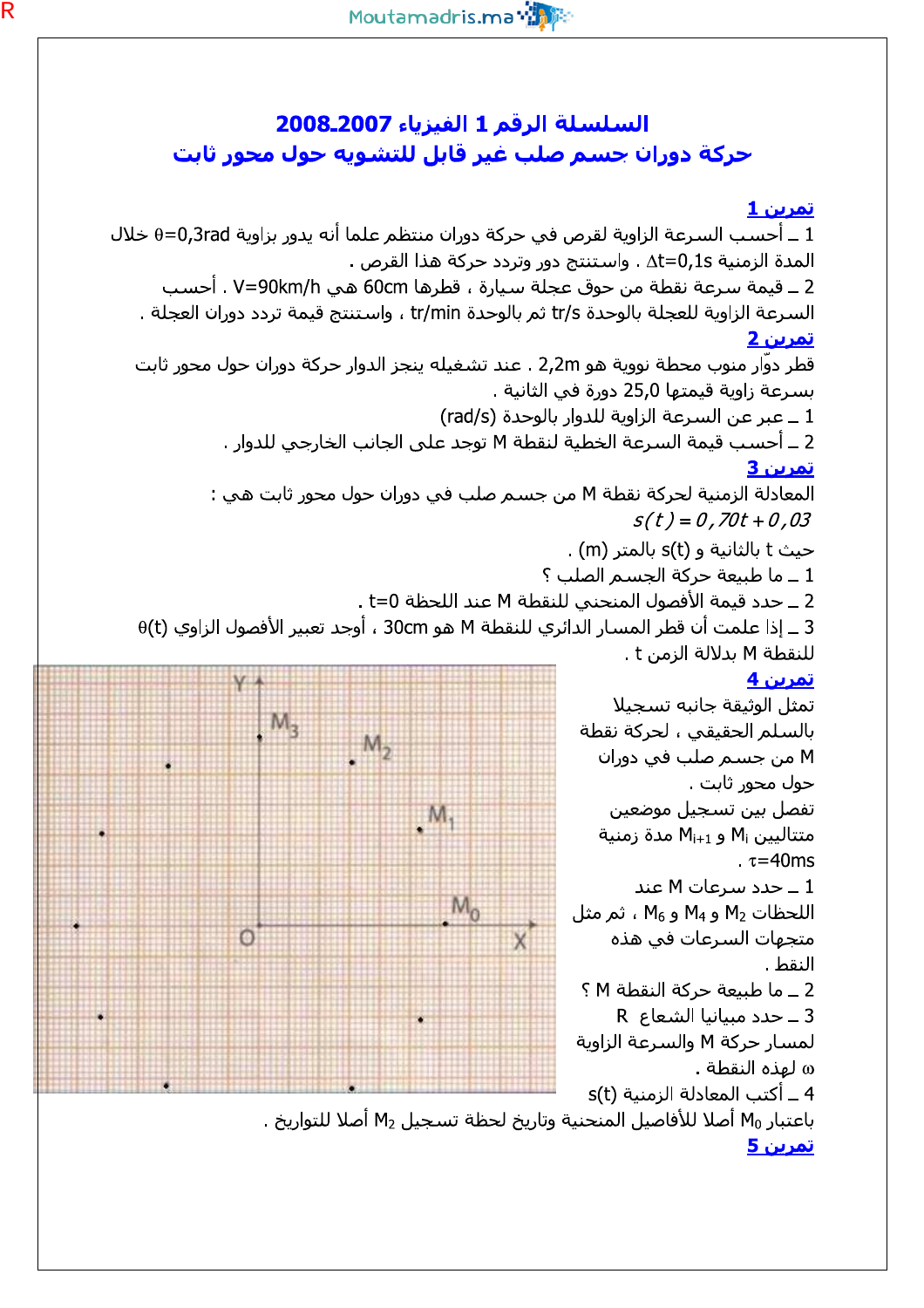# السلسلة رقم 1 الفيزياء 2007-2008

## حركة دوران جسم صلب غير قابل للتشويه حول محور ثابت

### تمرين 1

1 ـ أحسب السرعة الزاوية لقرص في حركة دوران منتظم علما أنه يدور بزاوية $\theta=0,3rad$ خلال المدة الزمنية $\Delta t=0,1s$ . واستنتج دور وتردد حركة هذا القرص .

2 ـ قيمة سرعة نقطة من حوق عجلة سيارة ، قطرها 60cm هي $V=90km/h$ . أحسب السرعة الزاوية للعجلة بالوحدة tr/s ثم بالوحدة tr/min ، واستنتج قيمة تردد دوران العجلة .

### تمرين 2

قطر دوّار منوب محطة نووية هو 2,2m . عند تشغيله ينجز الدوار حركة دوران حول محور ثابت بسرعة زاوية قيمتها 25,0 دورة في الثانية .

1 ـ عبر عن السرعة الزاوية للدوار بالوحدة (rad/s)

2 ـ أحسب قيمة السرعة الخطية لنقطة M توجد على الجانب الخارجي للدوار .

### تمرين 3

المعادلة الزمنية لحركة نقطة M من جسم صلب في دوران حول محور ثابت هي :

$$s(t)=0,70t+0,03$$

حيث t بالثانية و s(t) بالمتر (m) .

1 ـ ما طبيعة حركة الجسم الصلب ؟

2 ـ حدد قيمة الأفصول المنحني للنقطة M عند اللحظة t=0 .

3 ـ إذا علمت أن قطر المسار الدائري للنقطة M هو 30cm ، أوجد تعبير الأفصول الزاوي $\theta(t)$ للنقطة M بدلالة الزمن t .

### تمرين 4

تمثل الوثيقة جانبه تسجيلا بالسلم الحقيقي ، لحركة نقطة M من جسم صلب في دوران حول محور ثابت .

تفصل بين تسجيل موضعين متتاليين $M_i$ و $M_{i+1}$ مدة زمنية $\tau=40ms$ .

1 ـ حدد سرعات M عند اللحظات $M_2$ و $M_4$ و $M_6$ ، ثم مثل متجهات السرعات في هذه النقط .

2 ـ ما طبيعة حركة النقطة M ؟

3 ـ حدد مبيانيا الشعاع R لمسار حركة M والسرعة الزاوية $\omega$ لهذه النقطة .

4 ـ أكتب المعادلة الزمنية s(t) باعتبار $M_0$ أصلا للأفاصيل المنحنية وتاريخ لحظة تسجيل $M_2$ أصلا للتواريخ .

### تمرين 5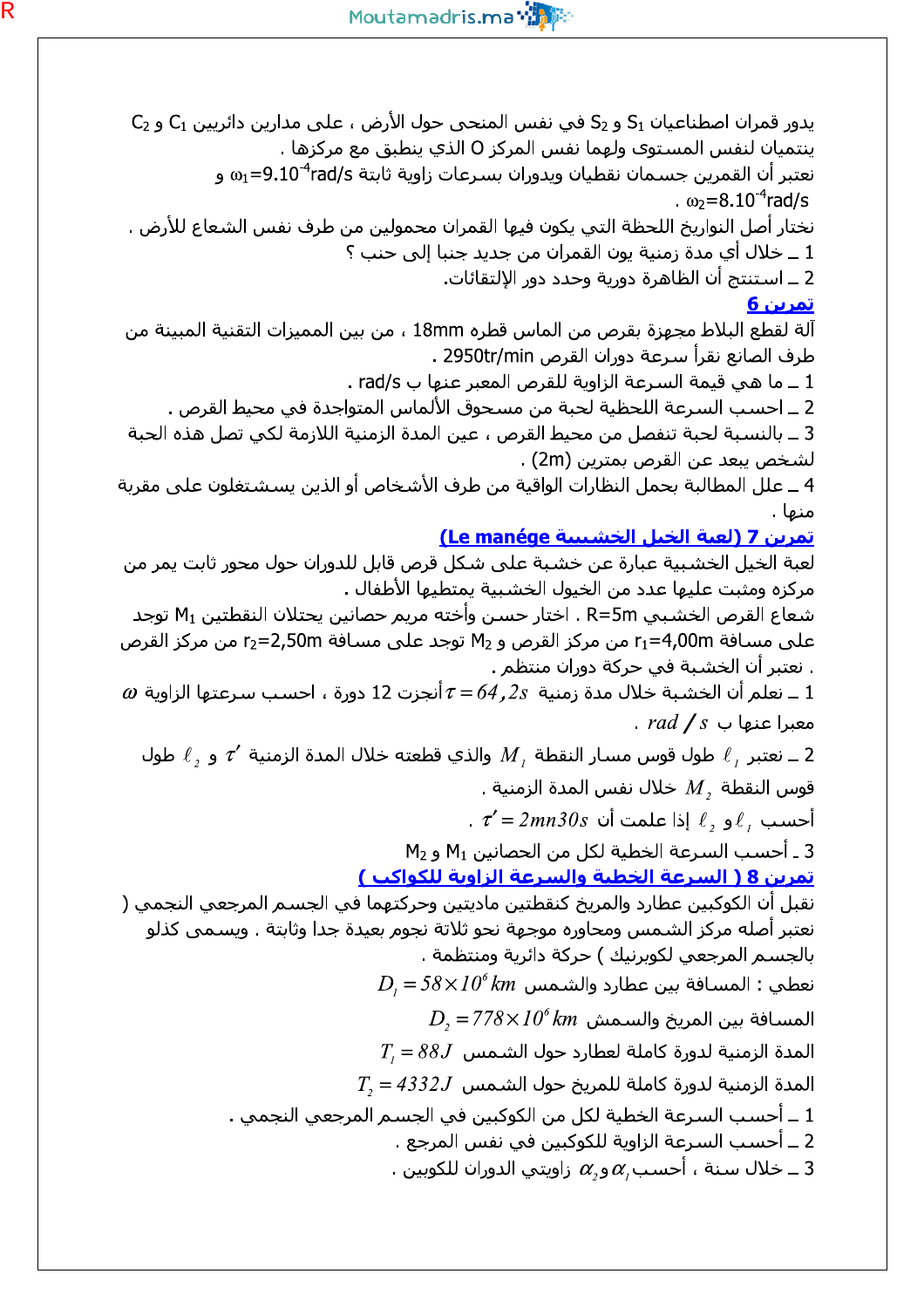يدور قمران اصطناعيان $S_1$ و $S_2$ في نفس المنحى حول الأرض ، على مدارين دائريين $C_1$ و $C_2$ ينتميان لنفس المستوى ولهما نفس المركز O الذي ينطبق مع مركزها .

نعتبر أن القمرين جسمان نقطيان ويدوران بسرعتان زاوية ثابتة $\omega_1=9.10^{-4}rad/s$ و $\omega_2=8.10^{-4}rad/s$ .

نختار أصل التواريخ اللحظة التي يكون فيها القمران محمولين من طرف نفس الشعاع للأرض .

1 ــ خلال أي مدة زمنية يون القمران من جديد جنبا إلى جنب ؟

2 ــ استنتج أن الظاهرة دورية وحدد دور الإلتقائات.

## تمرين 6

آلة لقطع البلاط مجهزة بقرص من الماس قطره 18mm ، من بين المميزات التقنية المبينة من طرف الصانع نقرأ سرعة دوران القرص 2950tr/min .

1 ــ ما هي قيمة السرعة الزاوية للقرص المعبر عنها ب rad/s .

2 ــ احسب السرعة اللحظية لحبة من مسحوق الألماس المتواجدة في محيط القرص .

3 ــ بالنسبة لحبة تنفصل من محيط القرص ، عين المدة الزمنية اللازمة لكي تصل هذه الحبة لشخص بعيد عن القرص بمترين (2m) .

4 ــ علل المطالبة بحمل النظارات الواقية من طرف الأشخاص أو الذين يسشتغلون على مقربة منها .

## تمرين 7 (لعبة الخيل الخشبية Le manége)

لعبة الخيل الخشبية عبارة عن خشبة على شكل قرص قابل للدوران حول محور ثابت يمر من مركزه ومثبت عليها عدد من الخيول الخشبية يمتطيها الأطفال .

شعاع القرص الخشبي R=5m . اختار حسن وأخته مريم حصانين يحتلان النقطتان $M_1$ توجد على مسافة $r_1=4,00m$ من مركز القرص و $M_2$ توجد على مسافة $r_2=2,50m$ من مركز القرص . نعتبر أن الخشبة في حركة دوران منتظم .

1 ــ نعلم أن الخشبة خلال مدة زمنية $\tau=64,2s$ أنجزت 12 دورة ، احسب سرعتها الزاوية $\omega$ معبرا عنها ب $rad/s$ .

2 ــ نعتبر $\ell_1$ طول قوس مسار النقطة $M_1$ والذي قطعته خلال المدة الزمنية $\tau'$ و $\ell_2$ طول قوس النقطة $M_2$ خلال نفس المدة الزمنية .

أحسب $\ell_1$ و $\ell_2$ إذا علمت أن $\tau'=2mn30s$ .

3 ـ أحسب السرعة الخطية لكل من الحصانين $M_1$ و $M_2$

## تمرين 8 ( السرعة الخطية والسرعة الزاوية للكواكب )

نقبل أن الكوكبين عطارد والمريخ كنقطتين ماديتين وحركتهما في الجسم المرجعي النجمي ( نعتبر أصله مركز الشمس ومحاوره موجهة نحو ثلاثة نجوم بعيدة جدا وثابتة . ويسمى كذلو بالجسم المرجعي لكوبرنيك ) حركة دائرية ومنتظمة .

نعطي : المسافة بين عطارد والشمس $D_1=58\times10^6\,km$

المسافة بين المريخ والشمس $D_2=778\times10^6\,km$

المدة الزمنية لدورة كاملة لعطارد حول الشمس $T_1=88J$

المدة الزمنية لدورة كاملة للمريخ حول الشمس $T_2=4332J$

1 ــ أحسب السرعة الخطية لكل من الكوكبين في الجسم المرجعي النجمي .

2 ــ أحسب السرعة الزاوية للكوكبين في نفس المرجع .

3 ــ خلال سنة ، أحسب $\alpha_1$ و $\alpha_2$ زاويتي الدوران للكوكبين .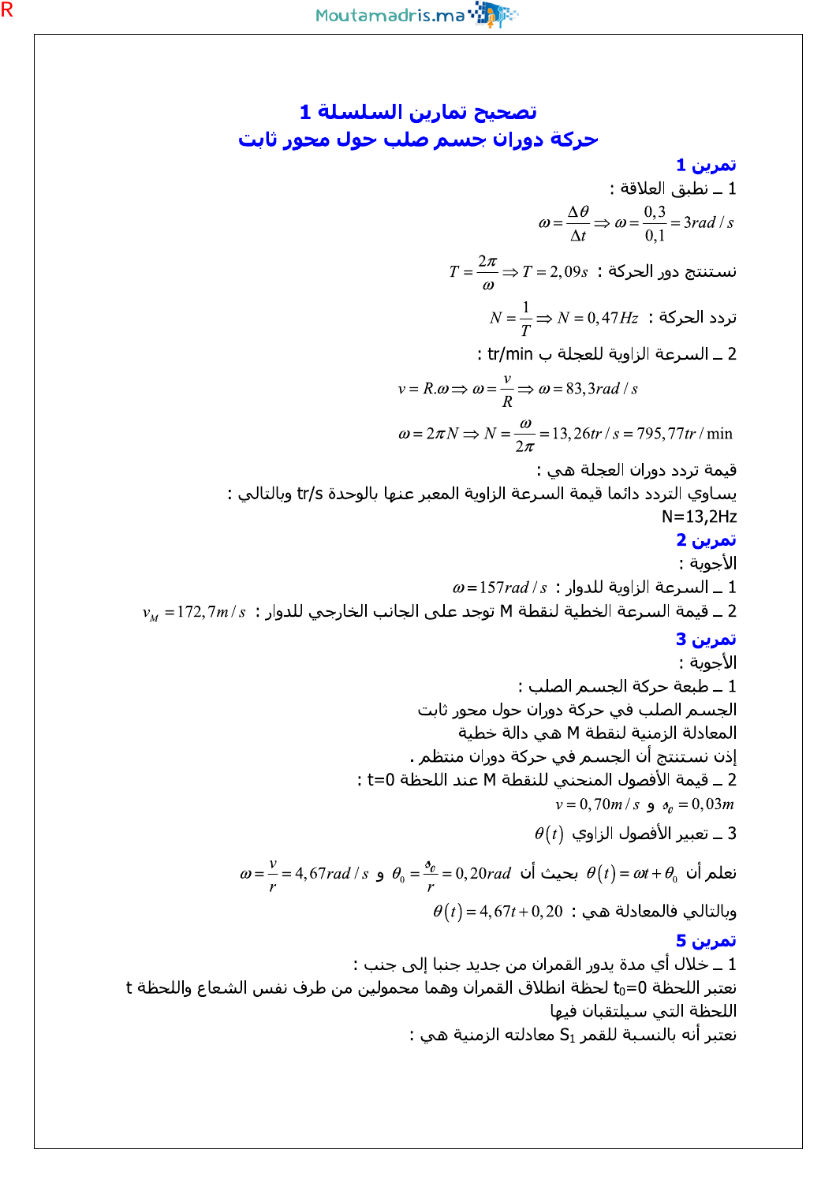# تصحيح تمارين السلسلة 1
## حركة دوران جسم صلب حول محور ثابت

### تمرين 1

1 ـ نطبق العلاقة :

$$\omega = \frac{\Delta\theta}{\Delta t} \Rightarrow \omega = \frac{0,3}{0,1} = 3rad/s$$

نستنتج دور الحركة : $T = \frac{2\pi}{\omega} \Rightarrow T = 2,09s$

تردد الحركة : $N = \frac{1}{T} \Rightarrow N = 0,47Hz$

2 ـ السرعة الزاوية للعجلة ب tr/min :

$$v = R.\omega \Rightarrow \omega = \frac{v}{R} \Rightarrow \omega = 83,3rad/s$$

$$\omega = 2\pi N \Rightarrow N = \frac{\omega}{2\pi} = 13,26tr/s = 795,77tr/\min$$

قيمة تردد دوران العجلة هي :

يساوي التردد دائما قيمة السرعة الزاوية المعبر عنها بالوحدة tr/s وبالتالي :

N=13,2Hz

### تمرين 2

الأجوبة :

1 ـ السرعة الزاوية للدوار : $\omega = 157rad/s$

2 ـ قيمة السرعة الخطية لنقطة M توجد على الجانب الخارجي للدوار : $v_M = 172,7m/s$

### تمرين 3

الأجوبة :

1 ـ طبعة حركة الجسم الصلب :

الجسم الصلب في حركة دوران حول محور ثابت

المعادلة الزمنية لنقطة M هي دالة خطية

إذن نستنتج أن الجسم في حركة دوران منتظم .

2 ـ قيمة الأفصول المنحني للنقطة M عند اللحظة t=0 :

$v = 0,70m/s$ و $s_0 = 0,03m$

3 ـ تعبير الأفصول الزاوي $\theta(t)$

نعلم أن $\theta(t) = \omega t + \theta_0$ بحيث أن $\theta_0 = \frac{s_0}{r} = 0,20rad$ و $\omega = \frac{v}{r} = 4,67rad/s$

وبالتالي فالمعادلة هي : $\theta(t) = 4,67t + 0,20$

### تمرين 5

1 ـ خلال أي مدة يدور القمران من جديد جنبا إلى جنب :

نعتبر اللحظة $t_0=0$ لحظة انطلاق القمران وهما محمولين من طرف نفس الشعاع واللحظة t اللحظة التي سيلتقيان فيها

نعتبر أنه بالنسبة للقمر $S_1$ معادلته الزمنية هي :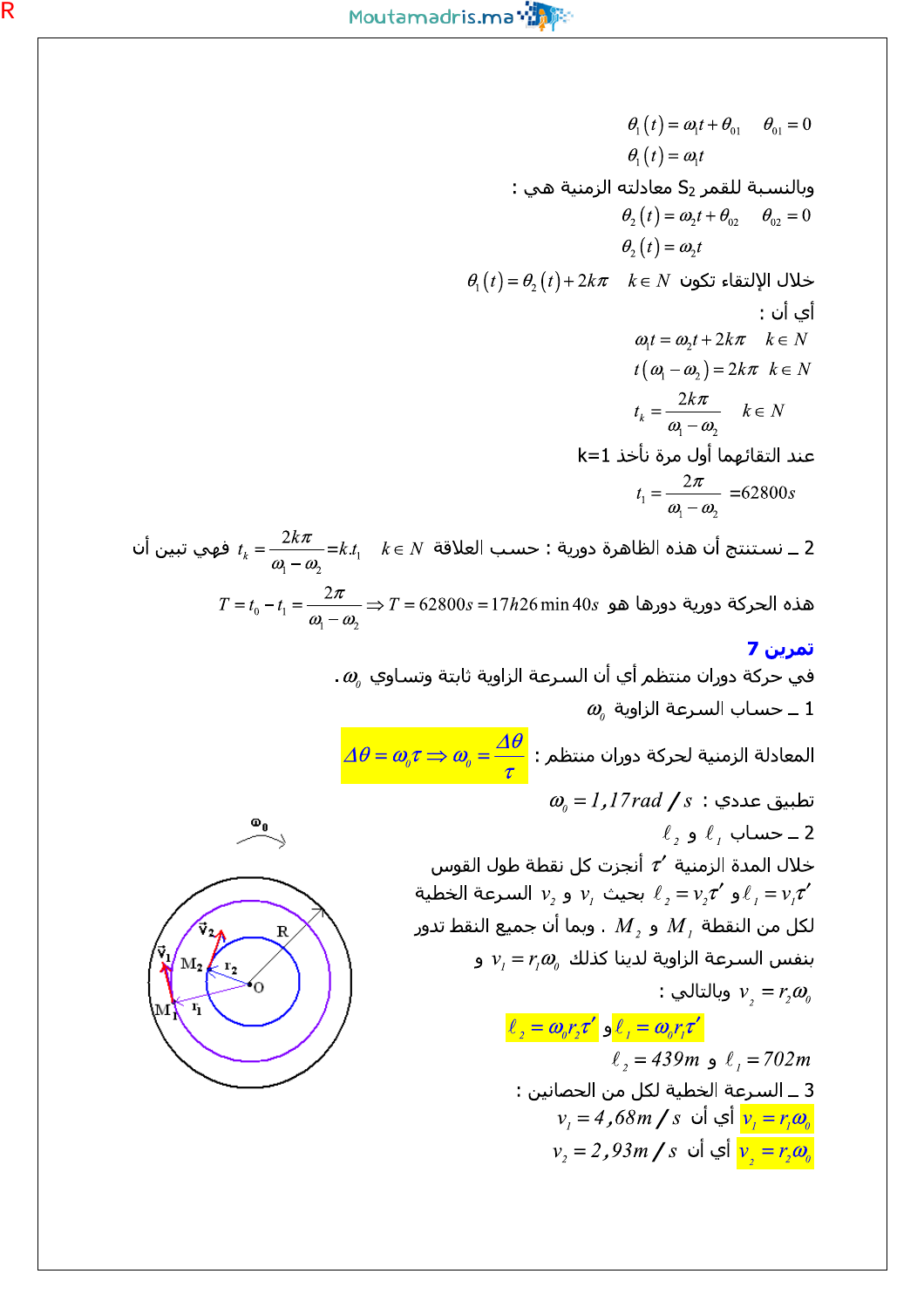$$\theta_1(t) = \omega_1 t + \theta_{01} \qquad \theta_{01} = 0$$

$$\theta_1(t) = \omega_1 t$$

وبالنسبة للقمر S2 معادلته الزمنية هي :

$$\theta_2(t) = \omega_2 t + \theta_{02} \qquad \theta_{02} = 0$$

$$\theta_2(t) = \omega_2 t$$

خلال الإلتقاء تكون $k \in N \quad \theta_1(t) = \theta_2(t) + 2k\pi$

أي أن :

$$\omega_1 t = \omega_2 t + 2k\pi \qquad k \in N$$

$$t(\omega_1 - \omega_2) = 2k\pi \quad k \in N$$

$$t_k = \frac{2k\pi}{\omega_1 - \omega_2} \qquad k \in N$$

عند التقائهما أول مرة نأخذ k=1

$$t_1 = \frac{2\pi}{\omega_1 - \omega_2} = 62800s$$

2 ـ نستنتج أن هذه الظاهرة دورية : حسب العلاقة $k \in N \quad t_k = \frac{2k\pi}{\omega_1 - \omega_2} = k.t_1$ فهي تبين أن هذه الحركة دورية دورها هو $T = t_0 - t_1 = \frac{2\pi}{\omega_1 - \omega_2} \Rightarrow T = 62800s = 17h26\min 40s$

## تمرين 7

في حركة دوران منتظم أي أن السرعة الزاوية ثابتة وتساوي $\omega_0$.

1 ـ حساب السرعة الزاوية $\omega_0$

المعادلة الزمنية لحركة دوران منتظم : $\Delta\theta = \omega_0 \tau \Rightarrow \omega_0 = \dfrac{\Delta\theta}{\tau}$

تطبيق عددي : $\omega_0 = 1{,}17rad/s$

2 ـ حساب $\ell_1$ و $\ell_2$

خلال المدة الزمنية $\tau'$ أنجزت كل نقطة طول القوس $\ell_1 = v_1\tau'$ و $\ell_2 = v_2\tau'$ بحيث $v_1$ و $v_2$ السرعة الخطية لكل من النقطة $M_1$ و $M_2$ . وبما أن جميع النقط تدور بنفس السرعة الزاوية لدينا كذلك $v_1 = r_1\omega_0$ و $v_2 = r_2\omega_0$ وبالتالي :

$\ell_1 = \omega_0 r_1 \tau'$ و $\ell_2 = \omega_0 r_2 \tau'$

$\ell_1 = 702m$ و $\ell_2 = 439m$

3 ـ السرعة الخطية لكل من الحصانين :

$v_1 = r_1\omega_0$ أي أن $v_1 = 4{,}68m/s$

$v_2 = r_2\omega_0$ أي أن $v_2 = 2{,}93m/s$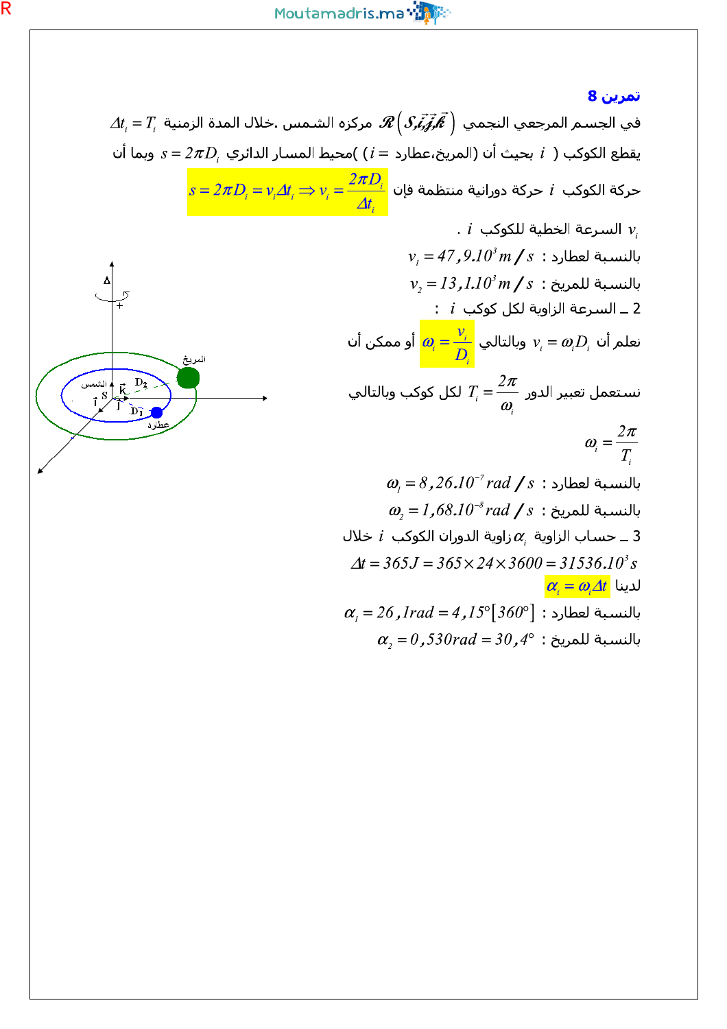## تمرين 8

في الجسم المرجعي النجمي $\mathcal{R}(S,\vec{i},\vec{j},\vec{k})$ مركزه الشمس. خلال المدة الزمنية $\Delta t_i = T_i$

يقطع الكوكب $i$ ( بحيث أن $i=$ (المريخ،عطارد) )محيط المسار الدائري $s = 2\pi D_i$ وبما أن

حركة الكوكب $i$ حركة دورانية منتظمة فإن $s = 2\pi D_i = v_i \Delta t_i \Rightarrow v_i = \dfrac{2\pi D_i}{\Delta t_i}$

$v_i$ السرعة الخطية للكوكب $i$ .

بالنسبة لعطارد : $v_1 = 47{,}9.10^3 m/s$

بالنسبة للمريخ : $v_2 = 13{,}1.10^3 m/s$

2 ـ السرعة الزاوية لكل كوكب $i$ :

نعلم أن $v_i = \omega_i D_i$ وبالتالي $\omega_i = \dfrac{v_i}{D_i}$ أو ممكن أن

نستعمل تعبير الدور $T_i = \dfrac{2\pi}{\omega_i}$ لكل كوكب وبالتالي

$$\omega_i = \frac{2\pi}{T_i}$$

بالنسبة لعطارد : $\omega_1 = 8{,}26.10^{-7} rad/s$

بالنسبة للمريخ : $\omega_2 = 1{,}68.10^{-8} rad/s$

3 ـ حساب الزاوية $\alpha_i$ زاوية الدوران الكوكب $i$ خلال

$$\Delta t = 365J = 365 \times 24 \times 3600 = 31536.10^3 s$$

لدينا $\alpha_i = \omega_i \Delta t$

بالنسبة لعطارد : $\alpha_1 = 26{,}1rad = 4{,}15°[360°]$

بالنسبة للمريخ : $\alpha_2 = 0{,}530rad = 30{,}4°$